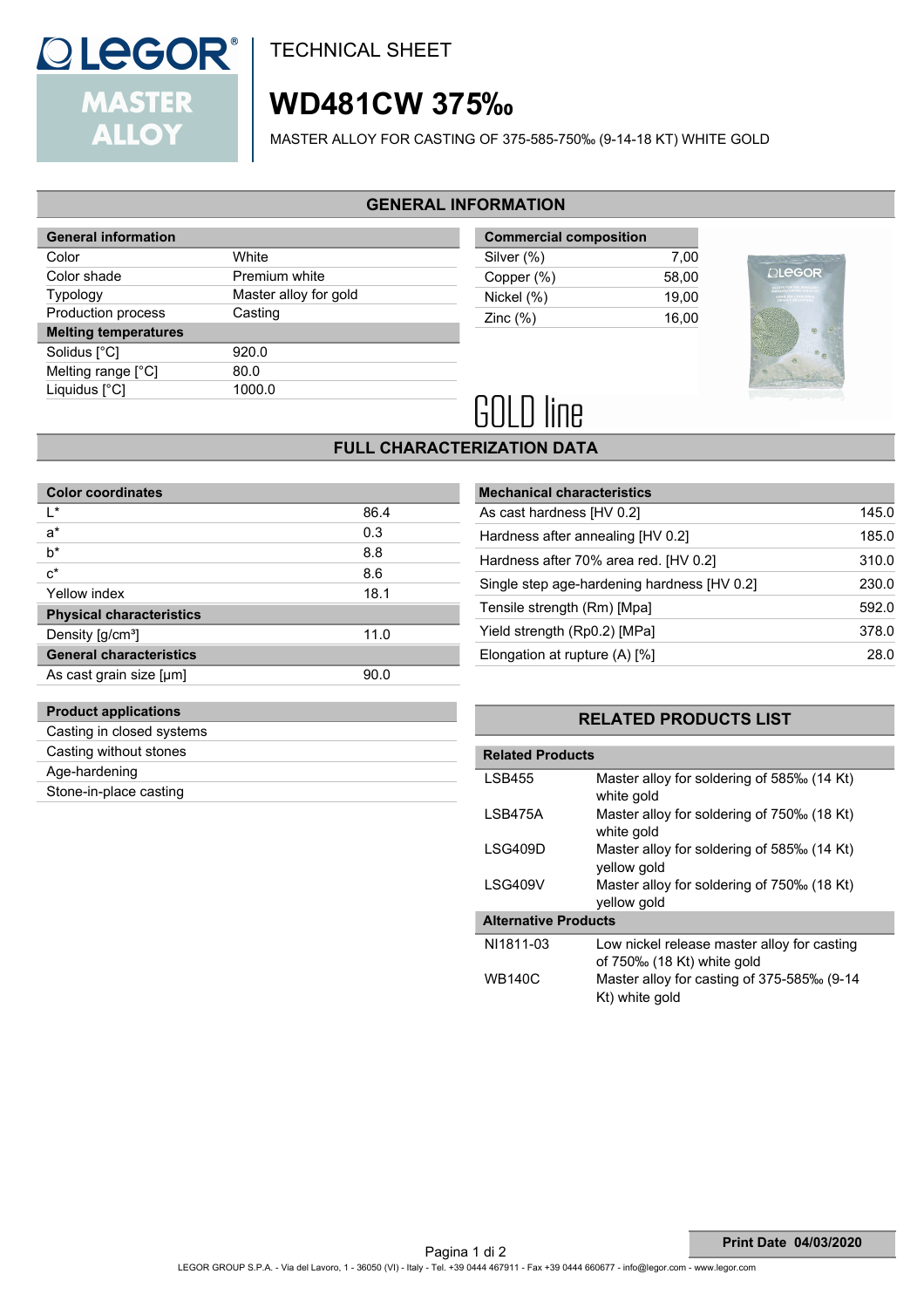# TECHNICAL SHEET

# WD481CW 375‰

MASTER ALLOY FOR CASTING OF 375-585-750‰ (9-14-18 KT) WHITE GOLD

## GENERAL INFORMATION

| General information | |
|---|---|
| Color | White |
| Color shade | Premium white |
| Typology | Master alloy for gold |
| Production process | Casting |
| **Melting temperatures** | |
| Solidus [°C] | 920.0 |
| Melting range [°C] | 80.0 |
| Liquidus [°C] | 1000.0 |

| Commercial composition | |
|---|---|
| Silver (%) | 7,00 |
| Copper (%) | 58,00 |
| Nickel (%) | 19,00 |
| Zinc (%) | 16,00 |

GOLD line

## FULL CHARACTERIZATION DATA

| Color coordinates | |
|---|---|
| L* | 86.4 |
| a* | 0.3 |
| b* | 8.8 |
| c* | 8.6 |
| Yellow index | 18.1 |
| **Physical characteristics** | |
| Density [g/cm³] | 11.0 |
| **General characteristics** | |
| As cast grain size [μm] | 90.0 |

| Mechanical characteristics | |
|---|---|
| As cast hardness [HV 0.2] | 145.0 |
| Hardness after annealing [HV 0.2] | 185.0 |
| Hardness after 70% area red. [HV 0.2] | 310.0 |
| Single step age-hardening hardness [HV 0.2] | 230.0 |
| Tensile strength (Rm) [Mpa] | 592.0 |
| Yield strength (Rp0.2) [MPa] | 378.0 |
| Elongation at rupture (A) [%] | 28.0 |

| Product applications |
|---|
| Casting in closed systems |
| Casting without stones |
| Age-hardening |
| Stone-in-place casting |

## RELATED PRODUCTS LIST

| Related Products | |
|---|---|
| LSB455 | Master alloy for soldering of 585‰ (14 Kt) white gold |
| LSB475A | Master alloy for soldering of 750‰ (18 Kt) white gold |
| LSG409D | Master alloy for soldering of 585‰ (14 Kt) yellow gold |
| LSG409V | Master alloy for soldering of 750‰ (18 Kt) yellow gold |
| **Alternative Products** | |
| NI1811-03 | Low nickel release master alloy for casting of 750‰ (18 Kt) white gold |
| WB140C | Master alloy for casting of 375-585‰ (9-14 Kt) white gold |

**Print Date 04/03/2020**

LEGOR GROUP S.P.A. - Via del Lavoro, 1 - 36050 (VI) - Italy - Tel. +39 0444 467911 - Fax +39 0444 660677 - info@legor.com - www.legor.com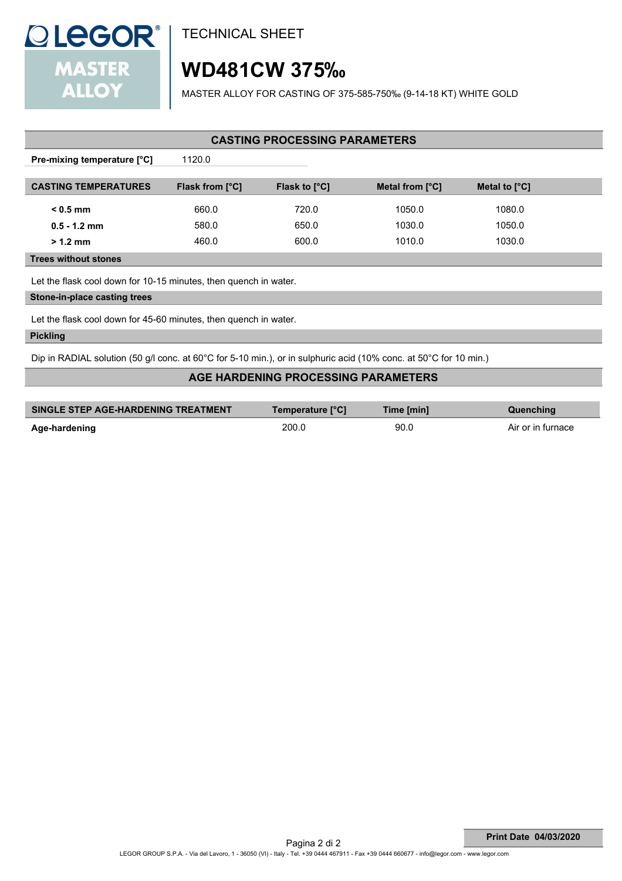TECHNICAL SHEET

# WD481CW 375‰

MASTER ALLOY FOR CASTING OF 375-585-750‰ (9-14-18 KT) WHITE GOLD

## CASTING PROCESSING PARAMETERS

**Pre-mixing temperature [°C]** 1120.0

| CASTING TEMPERATURES | Flask from [°C] | Flask to [°C] | Metal from [°C] | Metal to [°C] |
|---|---|---|---|---|
| **< 0.5 mm** | 660.0 | 720.0 | 1050.0 | 1080.0 |
| **0.5 - 1.2 mm** | 580.0 | 650.0 | 1030.0 | 1050.0 |
| **> 1.2 mm** | 460.0 | 600.0 | 1010.0 | 1030.0 |

### Trees without stones

Let the flask cool down for 10-15 minutes, then quench in water.

### Stone-in-place casting trees

Let the flask cool down for 45-60 minutes, then quench in water.

### Pickling

Dip in RADIAL solution (50 g/l conc. at 60°C for 5-10 min.), or in sulphuric acid (10% conc. at 50°C for 10 min.)

## AGE HARDENING PROCESSING PARAMETERS

| SINGLE STEP AGE-HARDENING TREATMENT | Temperature [°C] | Time [min] | Quenching |
|---|---|---|---|
| **Age-hardening** | 200.0 | 90.0 | Air or in furnace |

**Print Date 04/03/2020**

LEGOR GROUP S.P.A. - Via del Lavoro, 1 - 36050 (VI) - Italy - Tel. +39 0444 467911 - Fax +39 0444 660677 - info@legor.com - www.legor.com